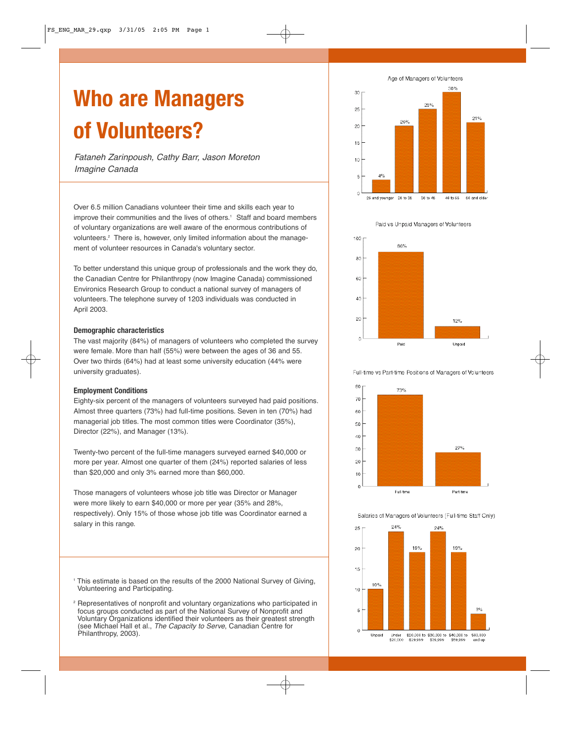# Who are Managers of Volunteers?

*Fataneh Zarinpoush, Cathy Barr, Jason Moreton*
*Imagine Canada*

Over 6.5 million Canadians volunteer their time and skills each year to improve their communities and the lives of others.[1] Staff and board members of voluntary organizations are well aware of the enormous contributions of volunteers.[2] There is, however, only limited information about the management of volunteer resources in Canada's voluntary sector.

To better understand this unique group of professionals and the work they do, the Canadian Centre for Philanthropy (now Imagine Canada) commissioned Environics Research Group to conduct a national survey of managers of volunteers. The telephone survey of 1203 individuals was conducted in April 2003.

**Demographic characteristics**

The vast majority (84%) of managers of volunteers who completed the survey were female. More than half (55%) were between the ages of 36 and 55. Over two thirds (64%) had at least some university education (44% were university graduates).

**Employment Conditions**

Eighty-six percent of the managers of volunteers surveyed had paid positions. Almost three quarters (73%) had full-time positions. Seven in ten (70%) had managerial job titles. The most common titles were Coordinator (35%), Director (22%), and Manager (13%).

Twenty-two percent of the full-time managers surveyed earned $40,000 or more per year. Almost one quarter of them (24%) reported salaries of less than $20,000 and only 3% earned more than $60,000.

Those managers of volunteers whose job title was Director or Manager were more likely to earn $40,000 or more per year (35% and 28%, respectively). Only 15% of those whose job title was Coordinator earned a salary in this range.

[1] This estimate is based on the results of the 2000 National Survey of Giving, Volunteering and Participating.

[2] Representatives of nonprofit and voluntary organizations who participated in focus groups conducted as part of the National Survey of Nonprofit and Voluntary Organizations identified their volunteers as their greatest strength (see Michael Hall et al., *The Capacity to Serve*, Canadian Centre for Philanthropy, 2003).

Age of Managers of Volunteers

| 25 and younger | 26 to 35 | 36 to 45 | 46 to 55 | 56 and older |
|---|---|---|---|---|
| 4% | 20% | 25% | 30% | 21% |

Paid vs Unpaid Managers of Volunteers

| Paid | Unpaid |
|---|---|
| 86% | 12% |

Full-time vs Part-time Positions of Managers of Volunteers

| Full-time | Part-time |
|---|---|
| 73% | 27% |

Salaries of Managers of Volunteers (Full-time Staff Only)

| Unpaid | Under $20,000 | $20,000 to $29,999 | $30,000 to $39,999 | $40,000 to $59,999 | $60,000 and up |
|---|---|---|---|---|---|
| 10% | 24% | 19% | 24% | 19% | 3% |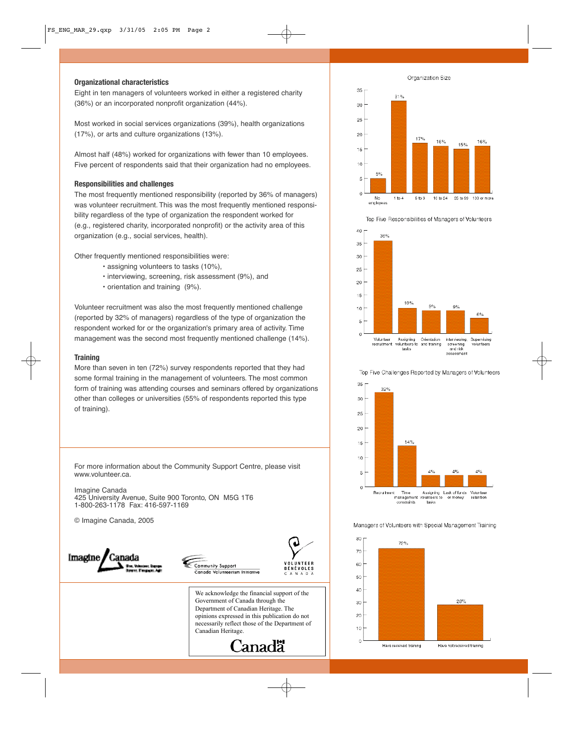### Organizational characteristics

Eight in ten managers of volunteers worked in either a registered charity (36%) or an incorporated nonprofit organization (44%).

Most worked in social services organizations (39%), health organizations (17%), or arts and culture organizations (13%).

Almost half (48%) worked for organizations with fewer than 10 employees. Five percent of respondents said that their organization had no employees.

### Responsibilities and challenges

The most frequently mentioned responsibility (reported by 36% of managers) was volunteer recruitment. This was the most frequently mentioned responsibility regardless of the type of organization the respondent worked for (e.g., registered charity, incorporated nonprofit) or the activity area of this organization (e.g., social services, health).

Other frequently mentioned responsibilities were:

- assigning volunteers to tasks (10%),
- interviewing, screening, risk assessment (9%), and
- orientation and training (9%).

Volunteer recruitment was also the most frequently mentioned challenge (reported by 32% of managers) regardless of the type of organization the respondent worked for or the organization's primary area of activity. Time management was the second most frequently mentioned challenge (14%).

### Training

More than seven in ten (72%) survey respondents reported that they had some formal training in the management of volunteers. The most common form of training was attending courses and seminars offered by organizations other than colleges or universities (55% of respondents reported this type of training).

Organization Size

35
30
25
20
15
10
5
0

5%
31%
17%
16%
15%
16%

No employees
1 to 4
5 to 9
10 to 24
25 to 99
100 or more

Top Five Responsibilities of Managers of Volunteers

40
35
30
25
20
15
10
5
0

36%
10%
9%
9%
6%

Volunteer recruitment
Assigning volunteers to tasks
Orientation and training
Interviewing, screening and risk assessment
Supervising volunteers

Top Five Challenges Reported by Managers of Volunteers

35
30
25
20
15
10
5
0

32%
14%
4%
4%
4%

Recruitment
Time management constraints
Assigning volunteers to tasks
Lack of funds or money
Volunteer retention

Managers of Volunteers with Special Management Training

80
70
60
50
40
30
20
10
0

72%
28%

Have received training
Have not received training

For more information about the Community Support Centre, please visit www.volunteer.ca.

Imagine Canada
425 University Avenue, Suite 900 Toronto, ON M5G 1T6
1-800-263-1178 Fax: 416-597-1169

© Imagine Canada, 2005

Imagine Canada

Community Support
Canada Volunteerism Initiative

VOLUNTEER BÉNÉVOLES CANADA

We acknowledge the financial support of the Government of Canada through the Department of Canadian Heritage. The opinions expressed in this publication do not necessarily reflect those of the Department of Canadian Heritage.

Canada